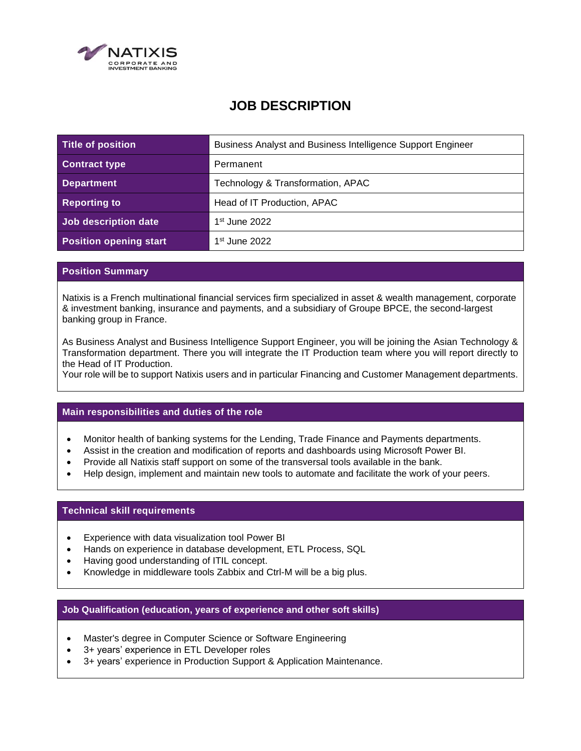NATIXIS
CORPORATE AND INVESTMENT BANKING

# JOB DESCRIPTION

| Title of position | Business Analyst and Business Intelligence Support Engineer |
|---|---|
| Contract type | Permanent |
| Department | Technology & Transformation, APAC |
| Reporting to | Head of IT Production, APAC |
| Job description date | 1st June 2022 |
| Position opening start | 1st June 2022 |

## Position Summary

Natixis is a French multinational financial services firm specialized in asset & wealth management, corporate & investment banking, insurance and payments, and a subsidiary of Groupe BPCE, the second-largest banking group in France.

As Business Analyst and Business Intelligence Support Engineer, you will be joining the Asian Technology & Transformation department. There you will integrate the IT Production team where you will report directly to the Head of IT Production.
Your role will be to support Natixis users and in particular Financing and Customer Management departments.

## Main responsibilities and duties of the role

- Monitor health of banking systems for the Lending, Trade Finance and Payments departments.
- Assist in the creation and modification of reports and dashboards using Microsoft Power BI.
- Provide all Natixis staff support on some of the transversal tools available in the bank.
- Help design, implement and maintain new tools to automate and facilitate the work of your peers.

## Technical skill requirements

- Experience with data visualization tool Power BI
- Hands on experience in database development, ETL Process, SQL
- Having good understanding of ITIL concept.
- Knowledge in middleware tools Zabbix and Ctrl-M will be a big plus.

## Job Qualification (education, years of experience and other soft skills)

- Master's degree in Computer Science or Software Engineering
- 3+ years' experience in ETL Developer roles
- 3+ years' experience in Production Support & Application Maintenance.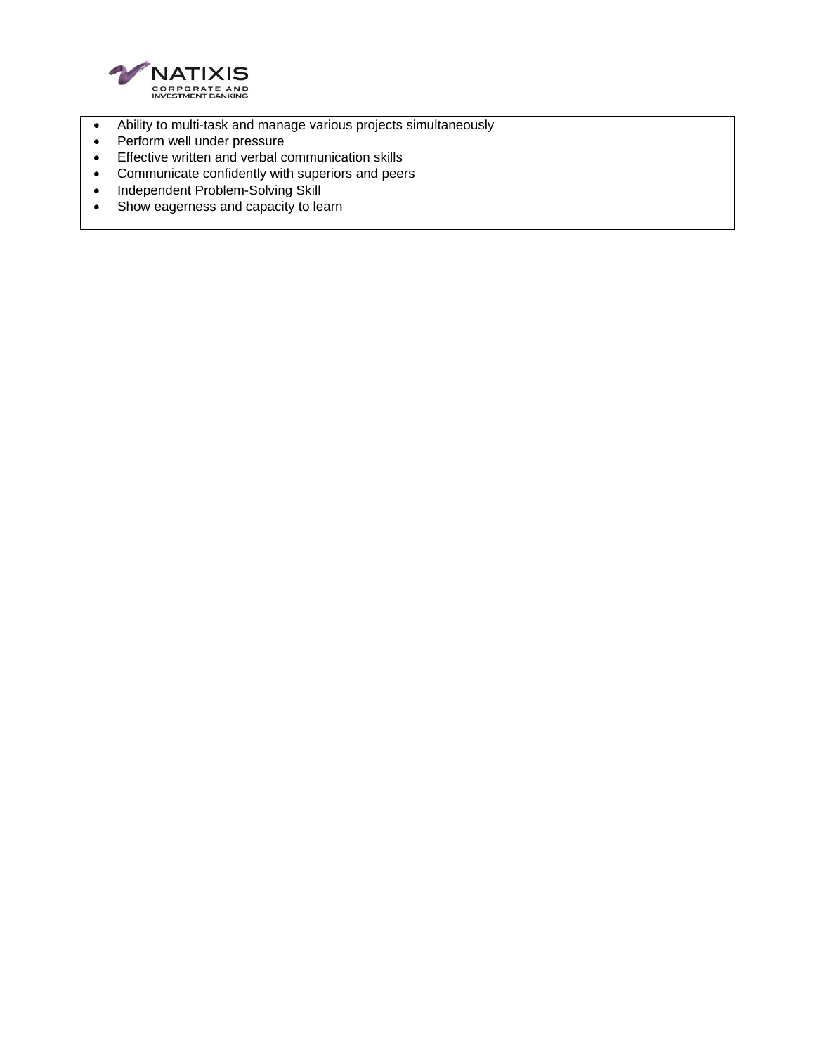- Ability to multi-task and manage various projects simultaneously
- Perform well under pressure
- Effective written and verbal communication skills
- Communicate confidently with superiors and peers
- Independent Problem-Solving Skill
- Show eagerness and capacity to learn